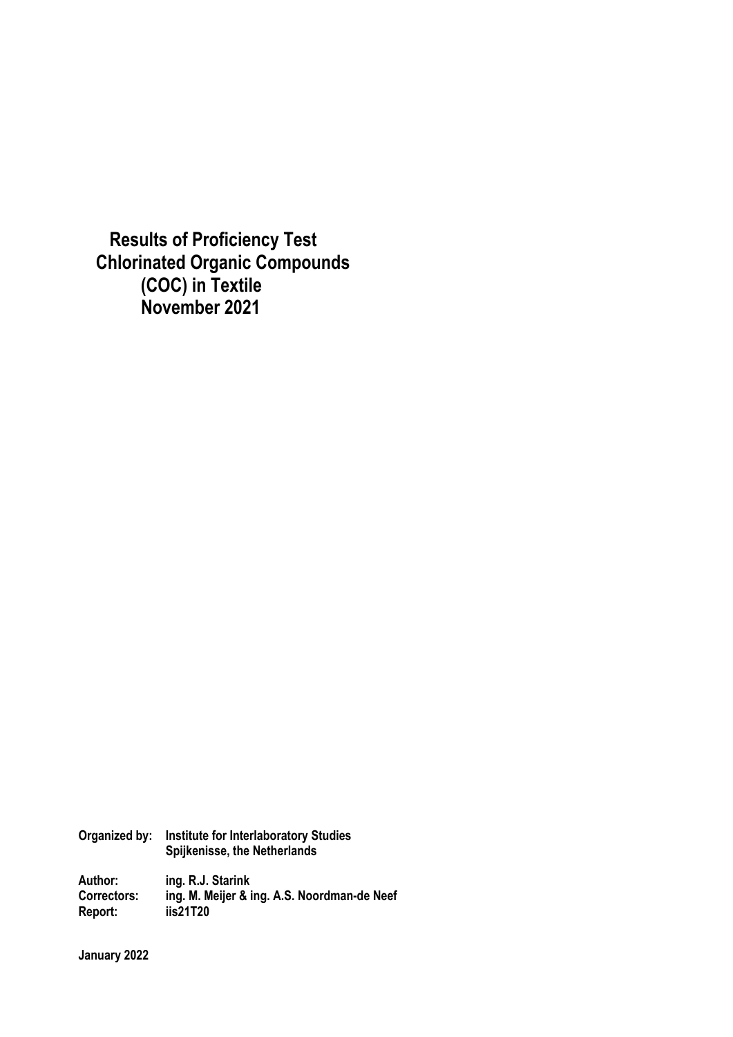# Results of Proficiency Test Chlorinated Organic Compounds (COC) in Textile November 2021

**Organized by:** Institute for Interlaboratory Studies
Spijkenisse, the Netherlands

**Author:** ing. R.J. Starink
**Correctors:** ing. M. Meijer & ing. A.S. Noordman-de Neef
**Report:** iis21T20

**January 2022**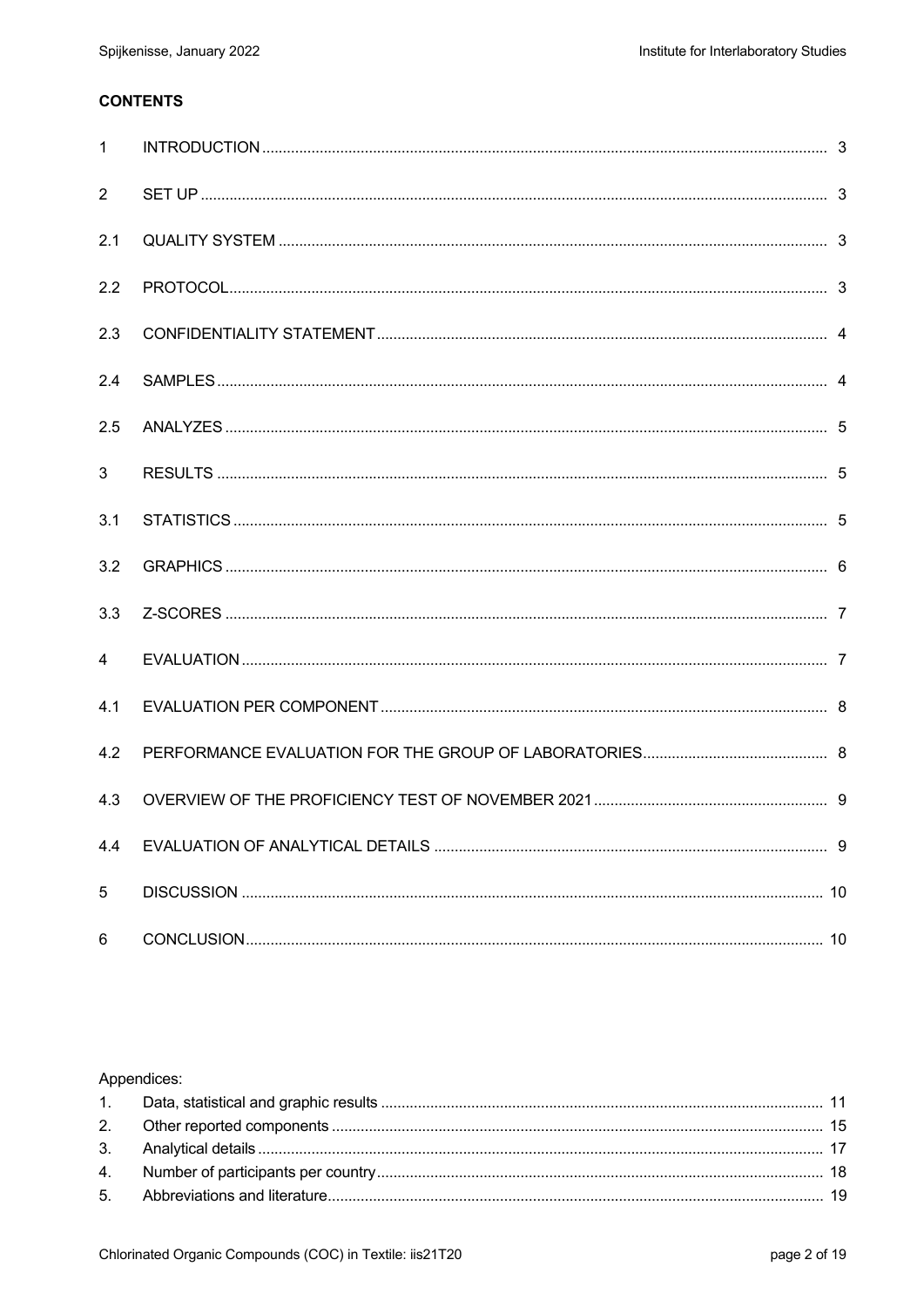**CONTENTS**

| | | |
|---|---|---|
| 1 | INTRODUCTION | 3 |
| 2 | SET UP | 3 |
| 2.1 | QUALITY SYSTEM | 3 |
| 2.2 | PROTOCOL | 3 |
| 2.3 | CONFIDENTIALITY STATEMENT | 4 |
| 2.4 | SAMPLES | 4 |
| 2.5 | ANALYZES | 5 |
| 3 | RESULTS | 5 |
| 3.1 | STATISTICS | 5 |
| 3.2 | GRAPHICS | 6 |
| 3.3 | Z-SCORES | 7 |
| 4 | EVALUATION | 7 |
| 4.1 | EVALUATION PER COMPONENT | 8 |
| 4.2 | PERFORMANCE EVALUATION FOR THE GROUP OF LABORATORIES | 8 |
| 4.3 | OVERVIEW OF THE PROFICIENCY TEST OF NOVEMBER 2021 | 9 |
| 4.4 | EVALUATION OF ANALYTICAL DETAILS | 9 |
| 5 | DISCUSSION | 10 |
| 6 | CONCLUSION | 10 |

Appendices:

| | | |
|---|---|---|
| 1. | Data, statistical and graphic results | 11 |
| 2. | Other reported components | 15 |
| 3. | Analytical details | 17 |
| 4. | Number of participants per country | 18 |
| 5. | Abbreviations and literature | 19 |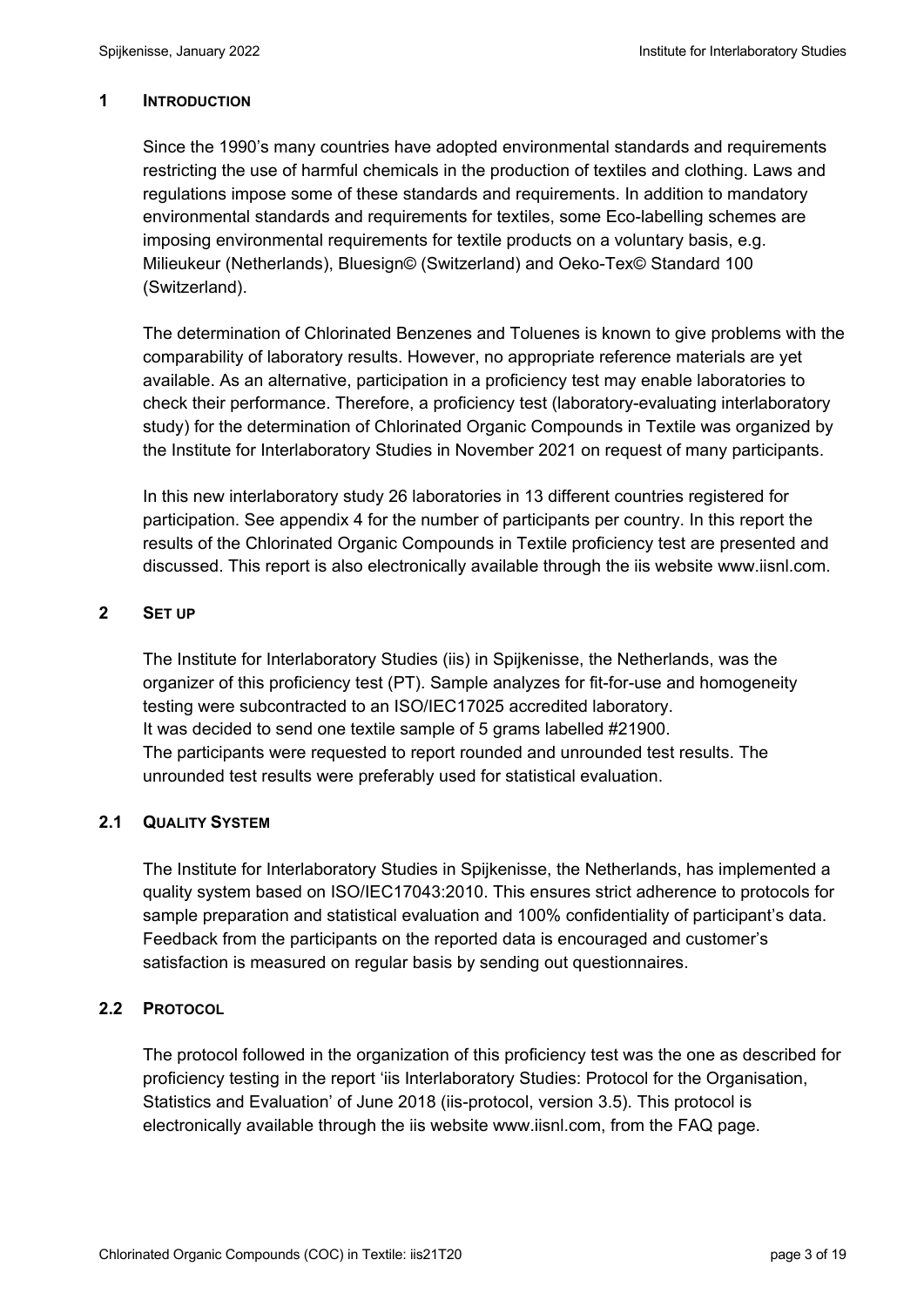## 1 INTRODUCTION

Since the 1990's many countries have adopted environmental standards and requirements restricting the use of harmful chemicals in the production of textiles and clothing. Laws and regulations impose some of these standards and requirements. In addition to mandatory environmental standards and requirements for textiles, some Eco-labelling schemes are imposing environmental requirements for textile products on a voluntary basis, e.g. Milieukeur (Netherlands), Bluesign© (Switzerland) and Oeko-Tex© Standard 100 (Switzerland).

The determination of Chlorinated Benzenes and Toluenes is known to give problems with the comparability of laboratory results. However, no appropriate reference materials are yet available. As an alternative, participation in a proficiency test may enable laboratories to check their performance. Therefore, a proficiency test (laboratory-evaluating interlaboratory study) for the determination of Chlorinated Organic Compounds in Textile was organized by the Institute for Interlaboratory Studies in November 2021 on request of many participants.

In this new interlaboratory study 26 laboratories in 13 different countries registered for participation. See appendix 4 for the number of participants per country. In this report the results of the Chlorinated Organic Compounds in Textile proficiency test are presented and discussed. This report is also electronically available through the iis website www.iisnl.com.

## 2 SET UP

The Institute for Interlaboratory Studies (iis) in Spijkenisse, the Netherlands, was the organizer of this proficiency test (PT). Sample analyzes for fit-for-use and homogeneity testing were subcontracted to an ISO/IEC17025 accredited laboratory.
It was decided to send one textile sample of 5 grams labelled #21900.
The participants were requested to report rounded and unrounded test results. The unrounded test results were preferably used for statistical evaluation.

### 2.1 QUALITY SYSTEM

The Institute for Interlaboratory Studies in Spijkenisse, the Netherlands, has implemented a quality system based on ISO/IEC17043:2010. This ensures strict adherence to protocols for sample preparation and statistical evaluation and 100% confidentiality of participant's data. Feedback from the participants on the reported data is encouraged and customer's satisfaction is measured on regular basis by sending out questionnaires.

### 2.2 PROTOCOL

The protocol followed in the organization of this proficiency test was the one as described for proficiency testing in the report 'iis Interlaboratory Studies: Protocol for the Organisation, Statistics and Evaluation' of June 2018 (iis-protocol, version 3.5). This protocol is electronically available through the iis website www.iisnl.com, from the FAQ page.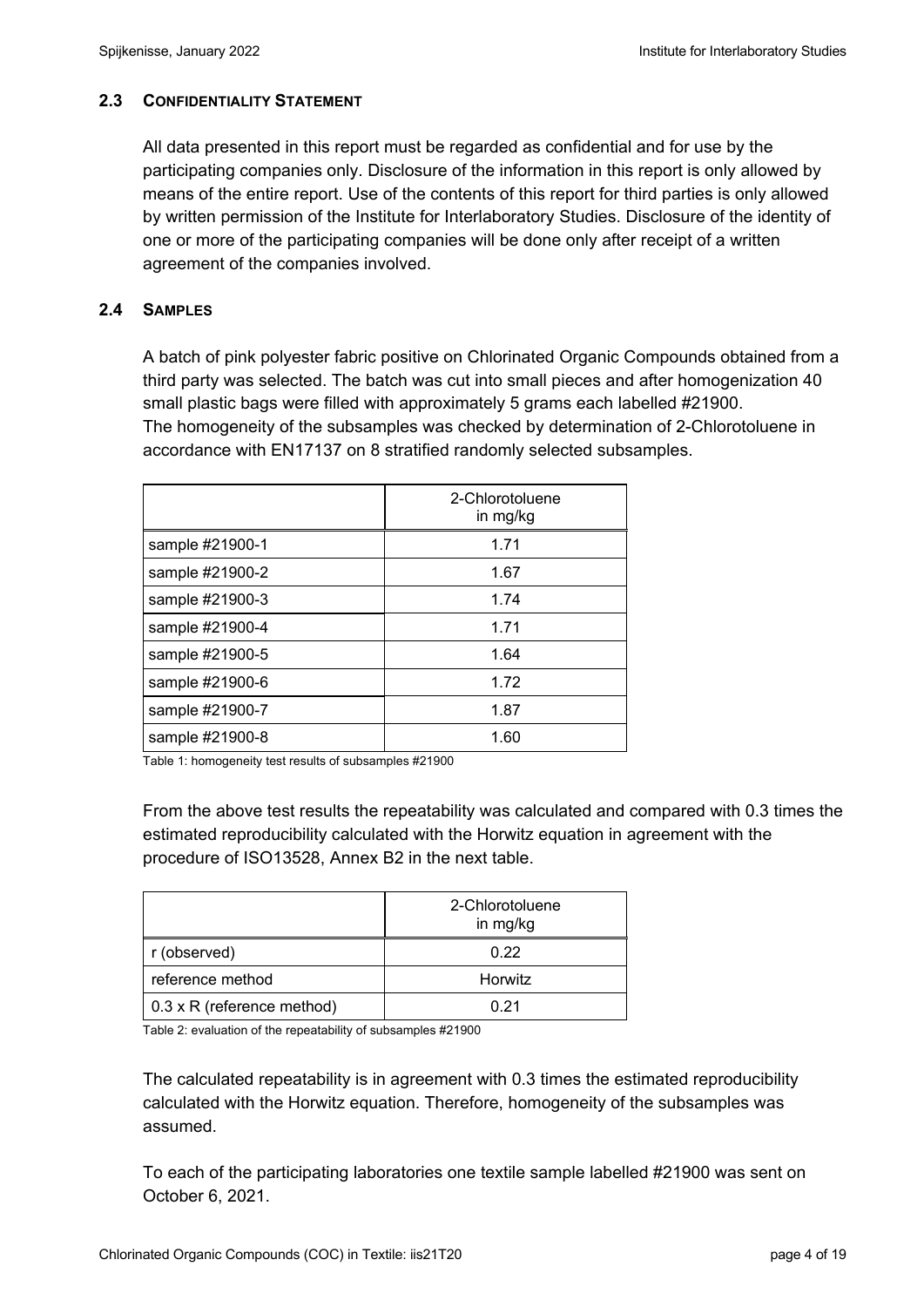### 2.3 CONFIDENTIALITY STATEMENT

All data presented in this report must be regarded as confidential and for use by the participating companies only. Disclosure of the information in this report is only allowed by means of the entire report. Use of the contents of this report for third parties is only allowed by written permission of the Institute for Interlaboratory Studies. Disclosure of the identity of one or more of the participating companies will be done only after receipt of a written agreement of the companies involved.

### 2.4 SAMPLES

A batch of pink polyester fabric positive on Chlorinated Organic Compounds obtained from a third party was selected. The batch was cut into small pieces and after homogenization 40 small plastic bags were filled with approximately 5 grams each labelled #21900.
The homogeneity of the subsamples was checked by determination of 2-Chlorotoluene in accordance with EN17137 on 8 stratified randomly selected subsamples.

| | 2-Chlorotoluene in mg/kg |
|---|---|
| sample #21900-1 | 1.71 |
| sample #21900-2 | 1.67 |
| sample #21900-3 | 1.74 |
| sample #21900-4 | 1.71 |
| sample #21900-5 | 1.64 |
| sample #21900-6 | 1.72 |
| sample #21900-7 | 1.87 |
| sample #21900-8 | 1.60 |

Table 1: homogeneity test results of subsamples #21900

From the above test results the repeatability was calculated and compared with 0.3 times the estimated reproducibility calculated with the Horwitz equation in agreement with the procedure of ISO13528, Annex B2 in the next table.

| | 2-Chlorotoluene in mg/kg |
|---|---|
| r (observed) | 0.22 |
| reference method | Horwitz |
| 0.3 x R (reference method) | 0.21 |

Table 2: evaluation of the repeatability of subsamples #21900

The calculated repeatability is in agreement with 0.3 times the estimated reproducibility calculated with the Horwitz equation. Therefore, homogeneity of the subsamples was assumed.

To each of the participating laboratories one textile sample labelled #21900 was sent on October 6, 2021.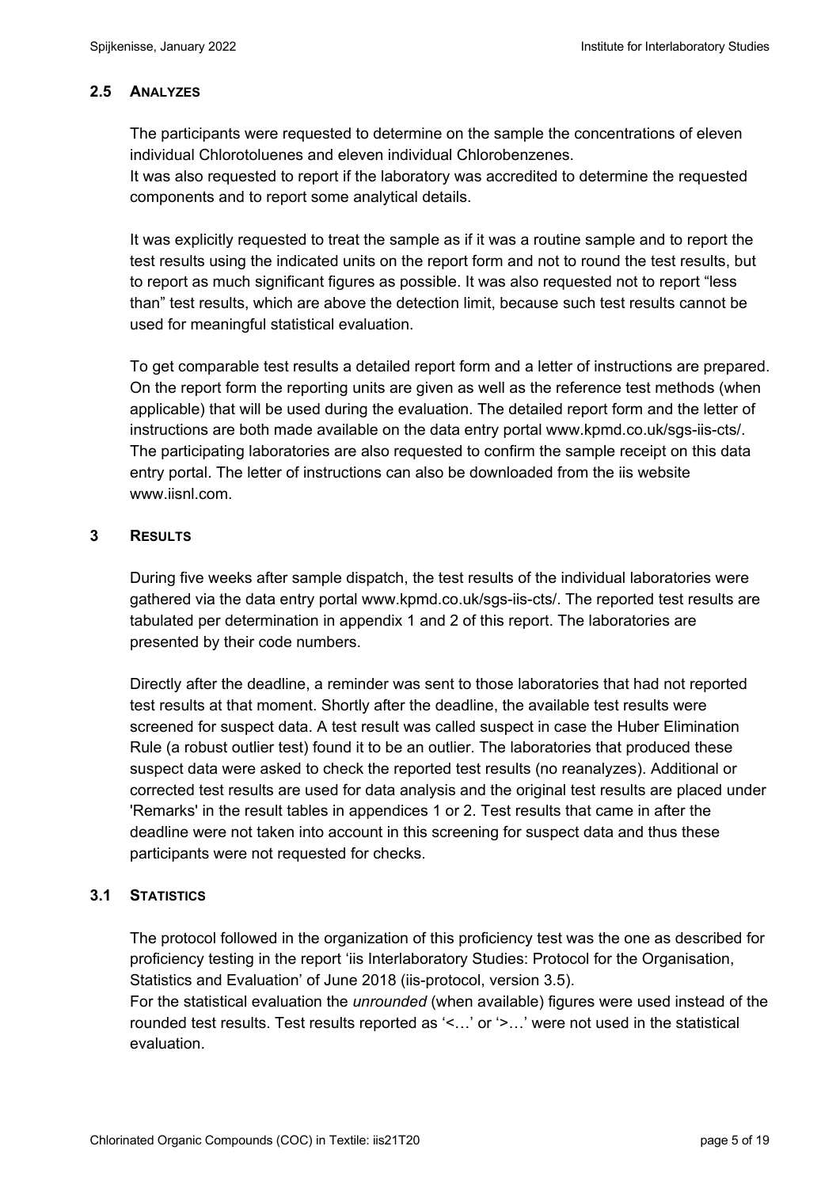## 2.5 ANALYZES

The participants were requested to determine on the sample the concentrations of eleven individual Chlorotoluenes and eleven individual Chlorobenzenes.
It was also requested to report if the laboratory was accredited to determine the requested components and to report some analytical details.

It was explicitly requested to treat the sample as if it was a routine sample and to report the test results using the indicated units on the report form and not to round the test results, but to report as much significant figures as possible. It was also requested not to report "less than" test results, which are above the detection limit, because such test results cannot be used for meaningful statistical evaluation.

To get comparable test results a detailed report form and a letter of instructions are prepared. On the report form the reporting units are given as well as the reference test methods (when applicable) that will be used during the evaluation. The detailed report form and the letter of instructions are both made available on the data entry portal www.kpmd.co.uk/sgs-iis-cts/. The participating laboratories are also requested to confirm the sample receipt on this data entry portal. The letter of instructions can also be downloaded from the iis website www.iisnl.com.

# 3 RESULTS

During five weeks after sample dispatch, the test results of the individual laboratories were gathered via the data entry portal www.kpmd.co.uk/sgs-iis-cts/. The reported test results are tabulated per determination in appendix 1 and 2 of this report. The laboratories are presented by their code numbers.

Directly after the deadline, a reminder was sent to those laboratories that had not reported test results at that moment. Shortly after the deadline, the available test results were screened for suspect data. A test result was called suspect in case the Huber Elimination Rule (a robust outlier test) found it to be an outlier. The laboratories that produced these suspect data were asked to check the reported test results (no reanalyzes). Additional or corrected test results are used for data analysis and the original test results are placed under 'Remarks' in the result tables in appendices 1 or 2. Test results that came in after the deadline were not taken into account in this screening for suspect data and thus these participants were not requested for checks.

## 3.1 STATISTICS

The protocol followed in the organization of this proficiency test was the one as described for proficiency testing in the report 'iis Interlaboratory Studies: Protocol for the Organisation, Statistics and Evaluation' of June 2018 (iis-protocol, version 3.5).
For the statistical evaluation the *unrounded* (when available) figures were used instead of the rounded test results. Test results reported as '<…' or '>…' were not used in the statistical evaluation.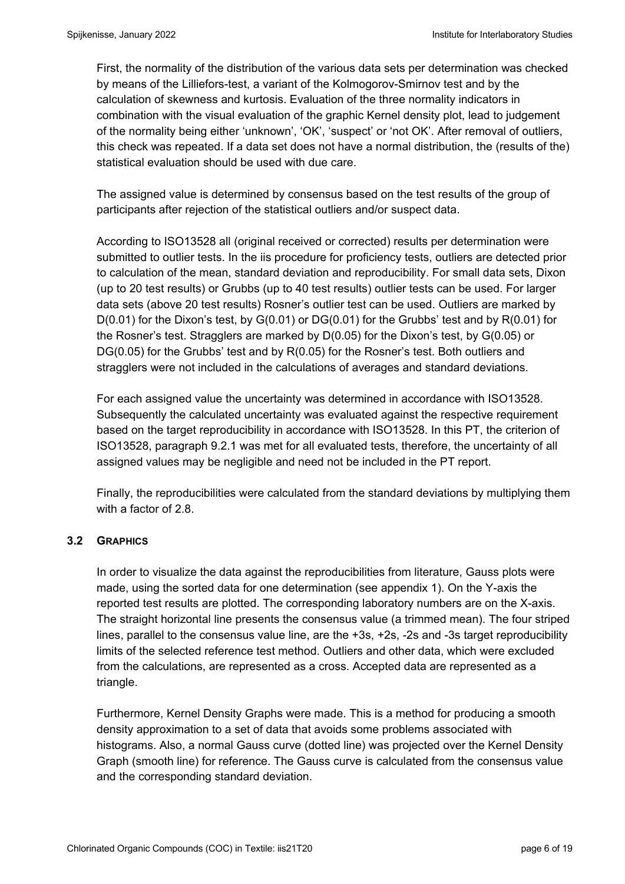First, the normality of the distribution of the various data sets per determination was checked by means of the Lilliefors-test, a variant of the Kolmogorov-Smirnov test and by the calculation of skewness and kurtosis. Evaluation of the three normality indicators in combination with the visual evaluation of the graphic Kernel density plot, lead to judgement of the normality being either 'unknown', 'OK', 'suspect' or 'not OK'. After removal of outliers, this check was repeated. If a data set does not have a normal distribution, the (results of the) statistical evaluation should be used with due care.

The assigned value is determined by consensus based on the test results of the group of participants after rejection of the statistical outliers and/or suspect data.

According to ISO13528 all (original received or corrected) results per determination were submitted to outlier tests. In the iis procedure for proficiency tests, outliers are detected prior to calculation of the mean, standard deviation and reproducibility. For small data sets, Dixon (up to 20 test results) or Grubbs (up to 40 test results) outlier tests can be used. For larger data sets (above 20 test results) Rosner's outlier test can be used. Outliers are marked by D(0.01) for the Dixon's test, by G(0.01) or DG(0.01) for the Grubbs' test and by R(0.01) for the Rosner's test. Stragglers are marked by D(0.05) for the Dixon's test, by G(0.05) or DG(0.05) for the Grubbs' test and by R(0.05) for the Rosner's test. Both outliers and stragglers were not included in the calculations of averages and standard deviations.

For each assigned value the uncertainty was determined in accordance with ISO13528. Subsequently the calculated uncertainty was evaluated against the respective requirement based on the target reproducibility in accordance with ISO13528. In this PT, the criterion of ISO13528, paragraph 9.2.1 was met for all evaluated tests, therefore, the uncertainty of all assigned values may be negligible and need not be included in the PT report.

Finally, the reproducibilities were calculated from the standard deviations by multiplying them with a factor of 2.8.

### 3.2 GRAPHICS

In order to visualize the data against the reproducibilities from literature, Gauss plots were made, using the sorted data for one determination (see appendix 1). On the Y-axis the reported test results are plotted. The corresponding laboratory numbers are on the X-axis. The straight horizontal line presents the consensus value (a trimmed mean). The four striped lines, parallel to the consensus value line, are the +3s, +2s, -2s and -3s target reproducibility limits of the selected reference test method. Outliers and other data, which were excluded from the calculations, are represented as a cross. Accepted data are represented as a triangle.

Furthermore, Kernel Density Graphs were made. This is a method for producing a smooth density approximation to a set of data that avoids some problems associated with histograms. Also, a normal Gauss curve (dotted line) was projected over the Kernel Density Graph (smooth line) for reference. The Gauss curve is calculated from the consensus value and the corresponding standard deviation.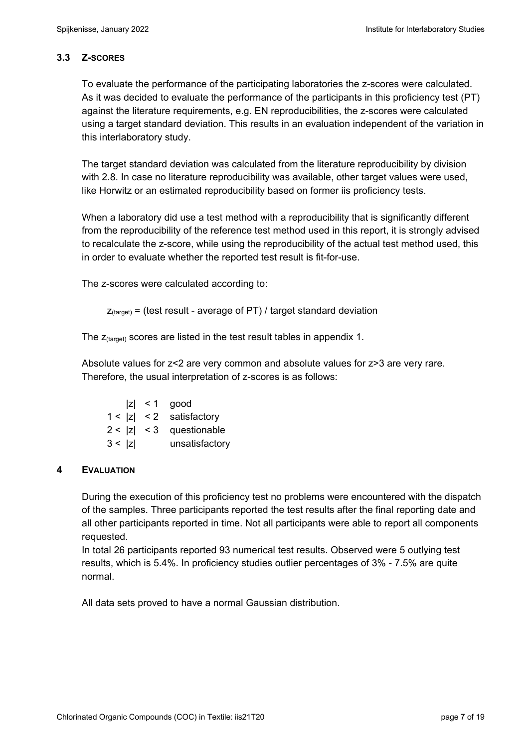### 3.3 Z-SCORES

To evaluate the performance of the participating laboratories the z-scores were calculated. As it was decided to evaluate the performance of the participants in this proficiency test (PT) against the literature requirements, e.g. EN reproducibilities, the z-scores were calculated using a target standard deviation. This results in an evaluation independent of the variation in this interlaboratory study.

The target standard deviation was calculated from the literature reproducibility by division with 2.8. In case no literature reproducibility was available, other target values were used, like Horwitz or an estimated reproducibility based on former iis proficiency tests.

When a laboratory did use a test method with a reproducibility that is significantly different from the reproducibility of the reference test method used in this report, it is strongly advised to recalculate the z-score, while using the reproducibility of the actual test method used, this in order to evaluate whether the reported test result is fit-for-use.

The z-scores were calculated according to:

$z_{(target)}$ = (test result - average of PT) / target standard deviation

The $z_{(target)}$ scores are listed in the test result tables in appendix 1.

Absolute values for z<2 are very common and absolute values for z>3 are very rare. Therefore, the usual interpretation of z-scores is as follows:

| | |
|---|---|
| $\|z\| < 1$ | good |
| $1 < \|z\| < 2$ | satisfactory |
| $2 < \|z\| < 3$ | questionable |
| $3 < \|z\|$ | unsatisfactory |

## 4 EVALUATION

During the execution of this proficiency test no problems were encountered with the dispatch of the samples. Three participants reported the test results after the final reporting date and all other participants reported in time. Not all participants were able to report all components requested.
In total 26 participants reported 93 numerical test results. Observed were 5 outlying test results, which is 5.4%. In proficiency studies outlier percentages of 3% - 7.5% are quite normal.

All data sets proved to have a normal Gaussian distribution.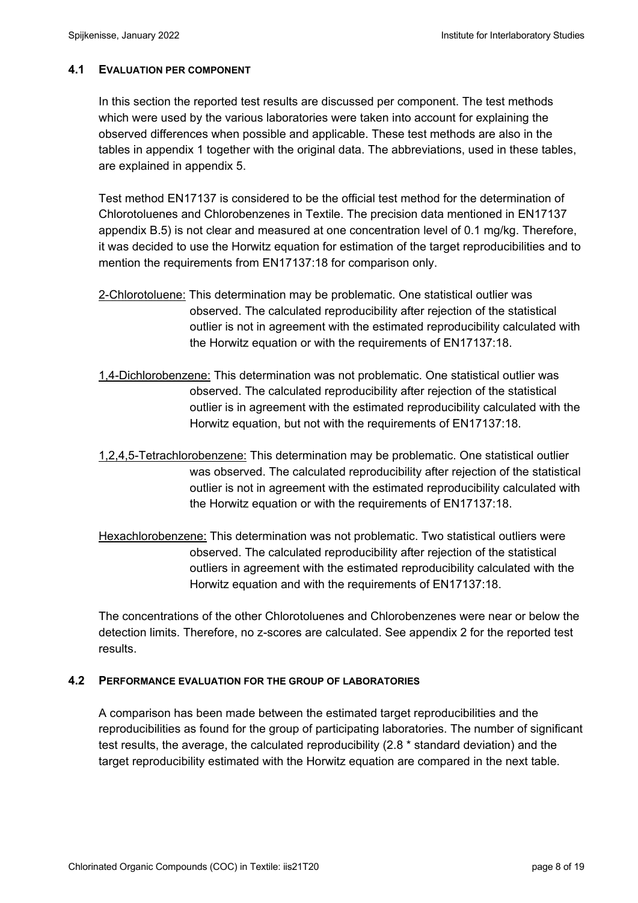### 4.1 EVALUATION PER COMPONENT

In this section the reported test results are discussed per component. The test methods which were used by the various laboratories were taken into account for explaining the observed differences when possible and applicable. These test methods are also in the tables in appendix 1 together with the original data. The abbreviations, used in these tables, are explained in appendix 5.

Test method EN17137 is considered to be the official test method for the determination of Chlorotoluenes and Chlorobenzenes in Textile. The precision data mentioned in EN17137 appendix B.5) is not clear and measured at one concentration level of 0.1 mg/kg. Therefore, it was decided to use the Horwitz equation for estimation of the target reproducibilities and to mention the requirements from EN17137:18 for comparison only.

<u>2-Chlorotoluene:</u> This determination may be problematic. One statistical outlier was observed. The calculated reproducibility after rejection of the statistical outlier is not in agreement with the estimated reproducibility calculated with the Horwitz equation or with the requirements of EN17137:18.

<u>1,4-Dichlorobenzene:</u> This determination was not problematic. One statistical outlier was observed. The calculated reproducibility after rejection of the statistical outlier is in agreement with the estimated reproducibility calculated with the Horwitz equation, but not with the requirements of EN17137:18.

<u>1,2,4,5-Tetrachlorobenzene:</u> This determination may be problematic. One statistical outlier was observed. The calculated reproducibility after rejection of the statistical outlier is not in agreement with the estimated reproducibility calculated with the Horwitz equation or with the requirements of EN17137:18.

<u>Hexachlorobenzene:</u> This determination was not problematic. Two statistical outliers were observed. The calculated reproducibility after rejection of the statistical outliers in agreement with the estimated reproducibility calculated with the Horwitz equation and with the requirements of EN17137:18.

The concentrations of the other Chlorotoluenes and Chlorobenzenes were near or below the detection limits. Therefore, no z-scores are calculated. See appendix 2 for the reported test results.

### 4.2 PERFORMANCE EVALUATION FOR THE GROUP OF LABORATORIES

A comparison has been made between the estimated target reproducibilities and the reproducibilities as found for the group of participating laboratories. The number of significant test results, the average, the calculated reproducibility (2.8 * standard deviation) and the target reproducibility estimated with the Horwitz equation are compared in the next table.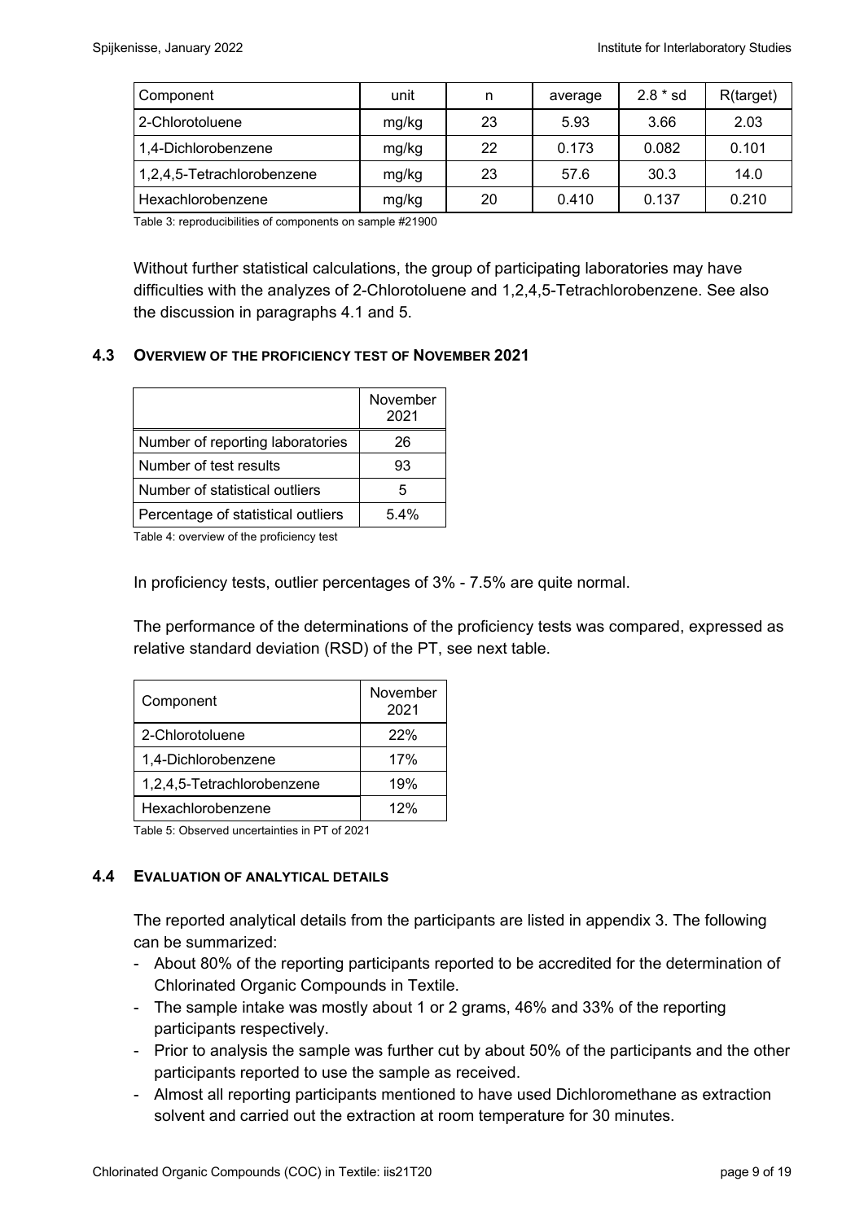| Component | unit | n | average | 2.8 * sd | R(target) |
|---|---|---|---|---|---|
| 2-Chlorotoluene | mg/kg | 23 | 5.93 | 3.66 | 2.03 |
| 1,4-Dichlorobenzene | mg/kg | 22 | 0.173 | 0.082 | 0.101 |
| 1,2,4,5-Tetrachlorobenzene | mg/kg | 23 | 57.6 | 30.3 | 14.0 |
| Hexachlorobenzene | mg/kg | 20 | 0.410 | 0.137 | 0.210 |

Table 3: reproducibilities of components on sample #21900

Without further statistical calculations, the group of participating laboratories may have difficulties with the analyzes of 2-Chlorotoluene and 1,2,4,5-Tetrachlorobenzene. See also the discussion in paragraphs 4.1 and 5.

### 4.3 OVERVIEW OF THE PROFICIENCY TEST OF NOVEMBER 2021

| | November 2021 |
|---|---|
| Number of reporting laboratories | 26 |
| Number of test results | 93 |
| Number of statistical outliers | 5 |
| Percentage of statistical outliers | 5.4% |

Table 4: overview of the proficiency test

In proficiency tests, outlier percentages of 3% - 7.5% are quite normal.

The performance of the determinations of the proficiency tests was compared, expressed as relative standard deviation (RSD) of the PT, see next table.

| Component | November 2021 |
|---|---|
| 2-Chlorotoluene | 22% |
| 1,4-Dichlorobenzene | 17% |
| 1,2,4,5-Tetrachlorobenzene | 19% |
| Hexachlorobenzene | 12% |

Table 5: Observed uncertainties in PT of 2021

### 4.4 EVALUATION OF ANALYTICAL DETAILS

The reported analytical details from the participants are listed in appendix 3. The following can be summarized:

- About 80% of the reporting participants reported to be accredited for the determination of Chlorinated Organic Compounds in Textile.
- The sample intake was mostly about 1 or 2 grams, 46% and 33% of the reporting participants respectively.
- Prior to analysis the sample was further cut by about 50% of the participants and the other participants reported to use the sample as received.
- Almost all reporting participants mentioned to have used Dichloromethane as extraction solvent and carried out the extraction at room temperature for 30 minutes.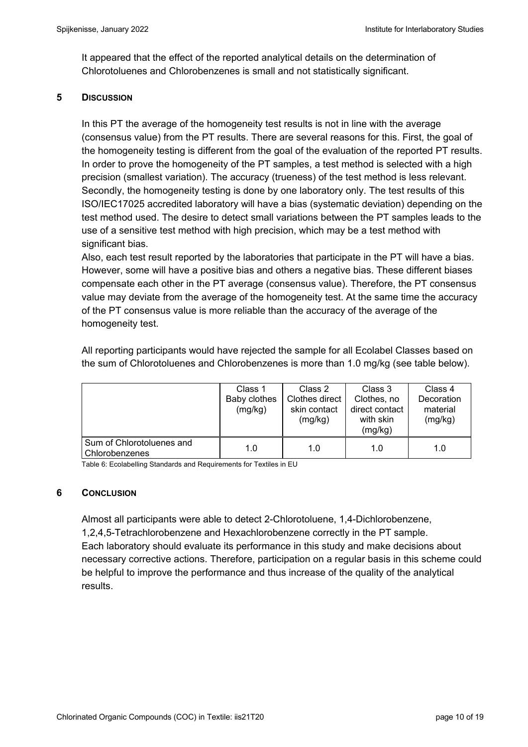It appeared that the effect of the reported analytical details on the determination of Chlorotoluenes and Chlorobenzenes is small and not statistically significant.

## 5 DISCUSSION

In this PT the average of the homogeneity test results is not in line with the average (consensus value) from the PT results. There are several reasons for this. First, the goal of the homogeneity testing is different from the goal of the evaluation of the reported PT results. In order to prove the homogeneity of the PT samples, a test method is selected with a high precision (smallest variation). The accuracy (trueness) of the test method is less relevant. Secondly, the homogeneity testing is done by one laboratory only. The test results of this ISO/IEC17025 accredited laboratory will have a bias (systematic deviation) depending on the test method used. The desire to detect small variations between the PT samples leads to the use of a sensitive test method with high precision, which may be a test method with significant bias.
Also, each test result reported by the laboratories that participate in the PT will have a bias. However, some will have a positive bias and others a negative bias. These different biases compensate each other in the PT average (consensus value). Therefore, the PT consensus value may deviate from the average of the homogeneity test. At the same time the accuracy of the PT consensus value is more reliable than the accuracy of the average of the homogeneity test.

All reporting participants would have rejected the sample for all Ecolabel Classes based on the sum of Chlorotoluenes and Chlorobenzenes is more than 1.0 mg/kg (see table below).

| | Class 1 Baby clothes (mg/kg) | Class 2 Clothes direct skin contact (mg/kg) | Class 3 Clothes, no direct contact with skin (mg/kg) | Class 4 Decoration material (mg/kg) |
|---|---|---|---|---|
| Sum of Chlorotoluenes and Chlorobenzenes | 1.0 | 1.0 | 1.0 | 1.0 |

Table 6: Ecolabelling Standards and Requirements for Textiles in EU

## 6 CONCLUSION

Almost all participants were able to detect 2-Chlorotoluene, 1,4-Dichlorobenzene, 1,2,4,5-Tetrachlorobenzene and Hexachlorobenzene correctly in the PT sample.
Each laboratory should evaluate its performance in this study and make decisions about necessary corrective actions. Therefore, participation on a regular basis in this scheme could be helpful to improve the performance and thus increase of the quality of the analytical results.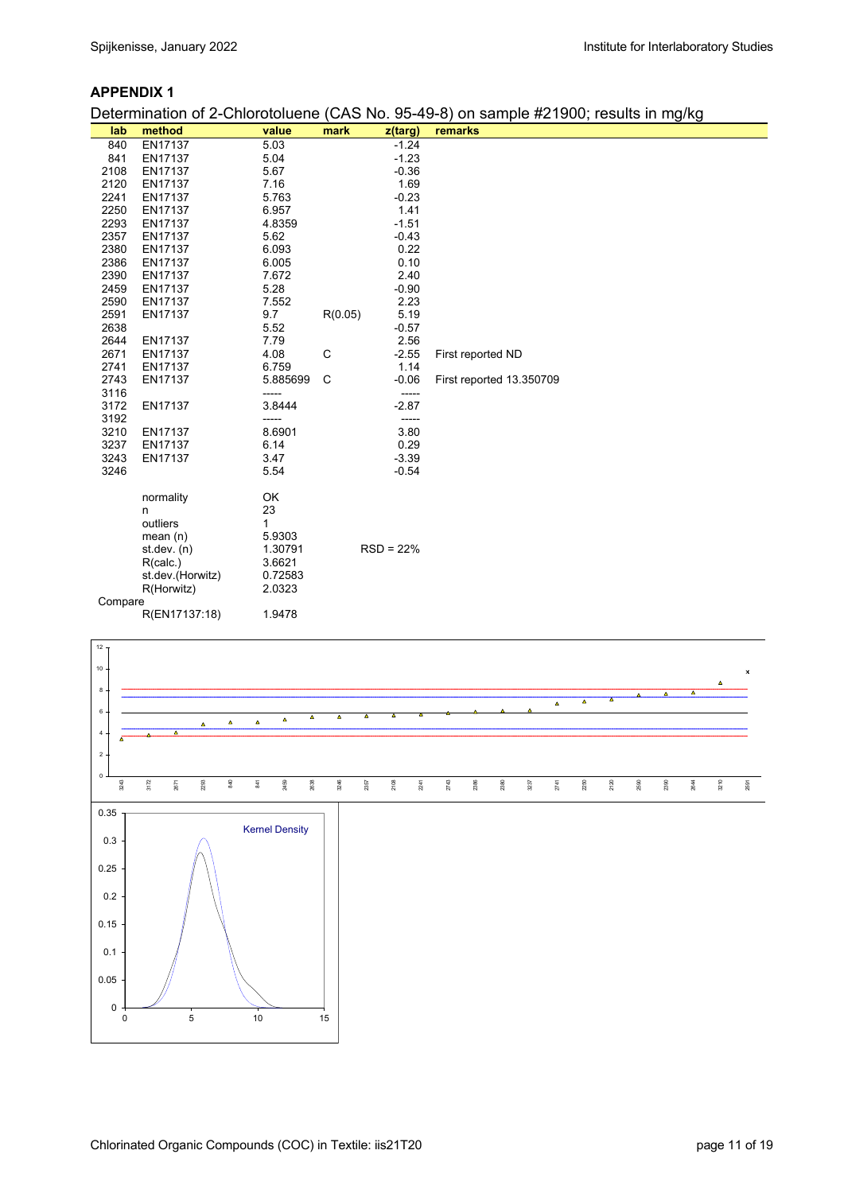## APPENDIX 1

Determination of 2-Chlorotoluene (CAS No. 95-49-8) on sample #21900; results in mg/kg

| lab | method | value | mark | z(targ) | remarks |
|---|---|---|---|---|---|
| 840 | EN17137 | 5.03 | | -1.24 | |
| 841 | EN17137 | 5.04 | | -1.23 | |
| 2108 | EN17137 | 5.67 | | -0.36 | |
| 2120 | EN17137 | 7.16 | | 1.69 | |
| 2241 | EN17137 | 5.763 | | -0.23 | |
| 2250 | EN17137 | 6.957 | | 1.41 | |
| 2293 | EN17137 | 4.8359 | | -1.51 | |
| 2357 | EN17137 | 5.62 | | -0.43 | |
| 2380 | EN17137 | 6.093 | | 0.22 | |
| 2386 | EN17137 | 6.005 | | 0.10 | |
| 2390 | EN17137 | 7.672 | | 2.40 | |
| 2459 | EN17137 | 5.28 | | -0.90 | |
| 2590 | EN17137 | 7.552 | | 2.23 | |
| 2591 | EN17137 | 9.7 | R(0.05) | 5.19 | |
| 2638 | | 5.52 | | -0.57 | |
| 2644 | EN17137 | 7.79 | | 2.56 | |
| 2671 | EN17137 | 4.08 | C | -2.55 | First reported ND |
| 2741 | EN17137 | 6.759 | | 1.14 | |
| 2743 | EN17137 | 5.885699 | C | -0.06 | First reported 13.350709 |
| 3116 | | ----- | | ----- | |
| 3172 | EN17137 | 3.8444 | | -2.87 | |
| 3192 | | ----- | | ----- | |
| 3210 | EN17137 | 8.6901 | | 3.80 | |
| 3237 | EN17137 | 6.14 | | 0.29 | |
| 3243 | EN17137 | 3.47 | | -3.39 | |
| 3246 | | 5.54 | | -0.54 | |
| | normality | OK | | | |
| | n | 23 | | | |
| | outliers | 1 | | | |
| | mean (n) | 5.9303 | | | |
| | st.dev. (n) | 1.30791 | | RSD = 22% | |
| | R(calc.) | 3.6621 | | | |
| | st.dev.(Horwitz) | 0.72583 | | | |
| | R(Horwitz) | 2.0323 | | | |
| Compare | | | | | |
| | R(EN17137:18) | 1.9478 | | | |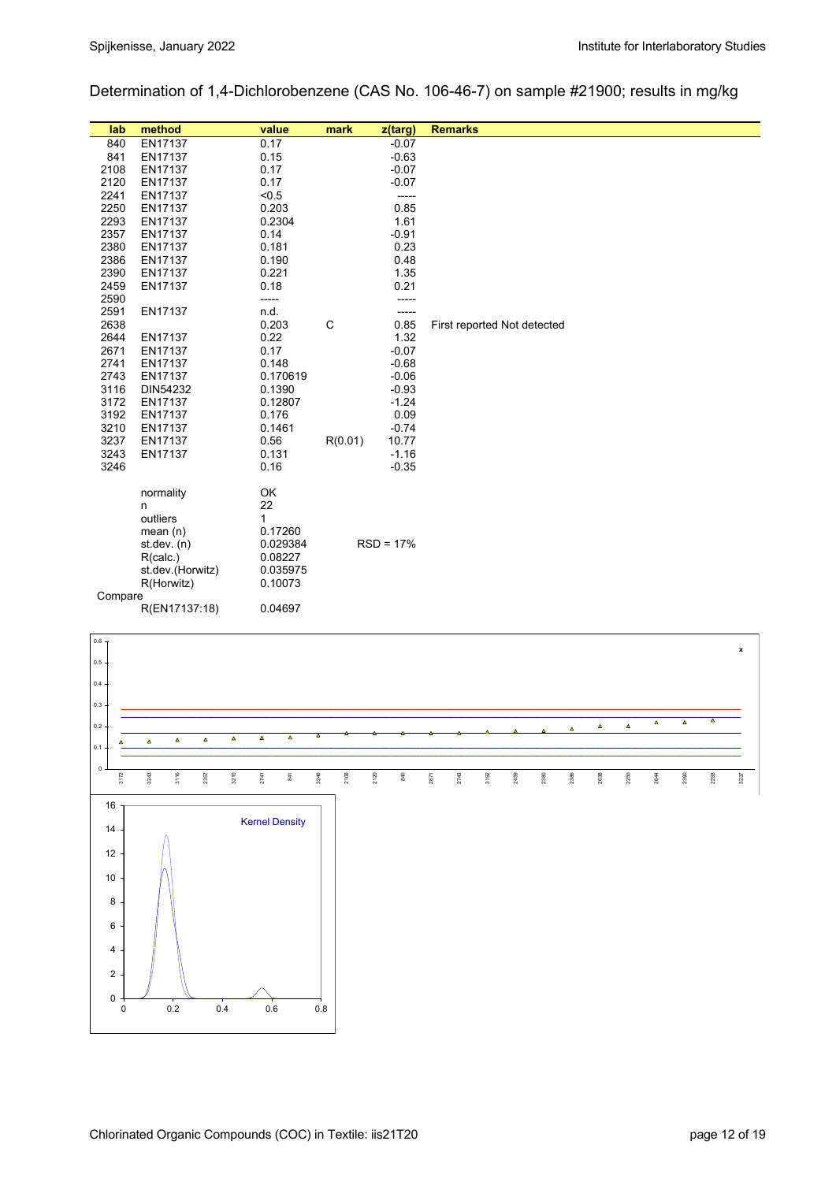Determination of 1,4-Dichlorobenzene (CAS No. 106-46-7) on sample #21900; results in mg/kg

| lab | method | value | mark | z(targ) | Remarks |
|---|---|---|---|---|---|
| 840 | EN17137 | 0.17 | | -0.07 | |
| 841 | EN17137 | 0.15 | | -0.63 | |
| 2108 | EN17137 | 0.17 | | -0.07 | |
| 2120 | EN17137 | 0.17 | | -0.07 | |
| 2241 | EN17137 | <0.5 | | ----- | |
| 2250 | EN17137 | 0.203 | | 0.85 | |
| 2293 | EN17137 | 0.2304 | | 1.61 | |
| 2357 | EN17137 | 0.14 | | -0.91 | |
| 2380 | EN17137 | 0.181 | | 0.23 | |
| 2386 | EN17137 | 0.190 | | 0.48 | |
| 2390 | EN17137 | 0.221 | | 1.35 | |
| 2459 | EN17137 | 0.18 | | 0.21 | |
| 2590 | | ----- | | ----- | |
| 2591 | EN17137 | n.d. | | ----- | |
| 2638 | | 0.203 | C | 0.85 | First reported Not detected |
| 2644 | EN17137 | 0.22 | | 1.32 | |
| 2671 | EN17137 | 0.17 | | -0.07 | |
| 2741 | EN17137 | 0.148 | | -0.68 | |
| 2743 | EN17137 | 0.170619 | | -0.06 | |
| 3116 | DIN54232 | 0.1390 | | -0.93 | |
| 3172 | EN17137 | 0.12807 | | -1.24 | |
| 3192 | EN17137 | 0.176 | | 0.09 | |
| 3210 | EN17137 | 0.1461 | | -0.74 | |
| 3237 | EN17137 | 0.56 | R(0.01) | 10.77 | |
| 3243 | EN17137 | 0.131 | | -1.16 | |
| 3246 | | 0.16 | | -0.35 | |
| | normality | OK | | | |
| | n | 22 | | | |
| | outliers | 1 | | | |
| | mean (n) | 0.17260 | | | |
| | st.dev. (n) | 0.029384 | | RSD = 17% | |
| | R(calc.) | 0.08227 | | | |
| | st.dev.(Horwitz) | 0.035975 | | | |
| | R(Horwitz) | 0.10073 | | | |
| Compare | | | | | |
| | R(EN17137:18) | 0.04697 | | | |

Kernel Density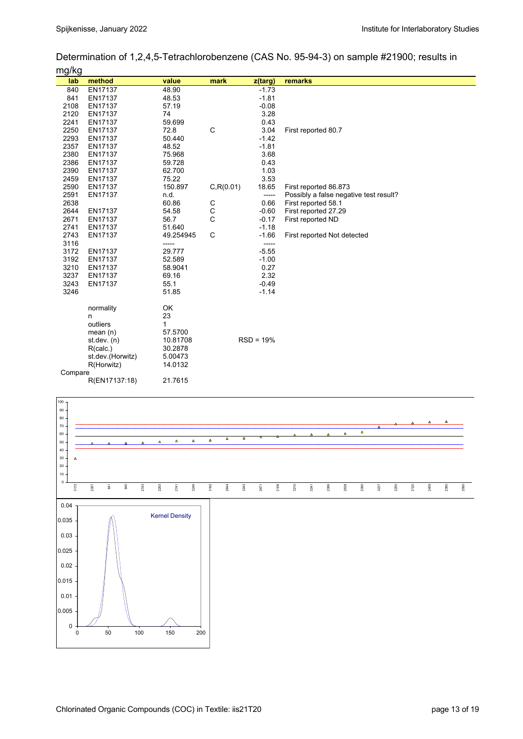Determination of 1,2,4,5-Tetrachlorobenzene (CAS No. 95-94-3) on sample #21900; results in mg/kg

| lab | method | value | mark | z(targ) | remarks |
|---|---|---|---|---|---|
| 840 | EN17137 | 48.90 | | -1.73 | |
| 841 | EN17137 | 48.53 | | -1.81 | |
| 2108 | EN17137 | 57.19 | | -0.08 | |
| 2120 | EN17137 | 74 | | 3.28 | |
| 2241 | EN17137 | 59.699 | | 0.43 | |
| 2250 | EN17137 | 72.8 | C | 3.04 | First reported 80.7 |
| 2293 | EN17137 | 50.440 | | -1.42 | |
| 2357 | EN17137 | 48.52 | | -1.81 | |
| 2380 | EN17137 | 75.968 | | 3.68 | |
| 2386 | EN17137 | 59.728 | | 0.43 | |
| 2390 | EN17137 | 62.700 | | 1.03 | |
| 2459 | EN17137 | 75.22 | | 3.53 | |
| 2590 | EN17137 | 150.897 | C,R(0.01) | 18.65 | First reported 86.873 |
| 2591 | EN17137 | n.d. | | ----- | Possibly a false negative test result? |
| 2638 | | 60.86 | C | 0.66 | First reported 58.1 |
| 2644 | EN17137 | 54.58 | C | -0.60 | First reported 27.29 |
| 2671 | EN17137 | 56.7 | C | -0.17 | First reported ND |
| 2741 | EN17137 | 51.640 | | -1.18 | |
| 2743 | EN17137 | 49.254945 | C | -1.66 | First reported Not detected |
| 3116 | | ----- | | ----- | |
| 3172 | EN17137 | 29.777 | | -5.55 | |
| 3192 | EN17137 | 52.589 | | -1.00 | |
| 3210 | EN17137 | 58.9041 | | 0.27 | |
| 3237 | EN17137 | 69.16 | | 2.32 | |
| 3243 | EN17137 | 55.1 | | -0.49 | |
| 3246 | | 51.85 | | -1.14 | |
| | normality | OK | | | |
| | n | 23 | | | |
| | outliers | 1 | | | |
| | mean (n) | 57.5700 | | | |
| | st.dev. (n) | 10.81708 | | RSD = 19% | |
| | R(calc.) | 30.2878 | | | |
| | st.dev.(Horwitz) | 5.00473 | | | |
| | R(Horwitz) | 14.0132 | | | |
| Compare | | | | | |
| | R(EN17137:18) | 21.7615 | | | |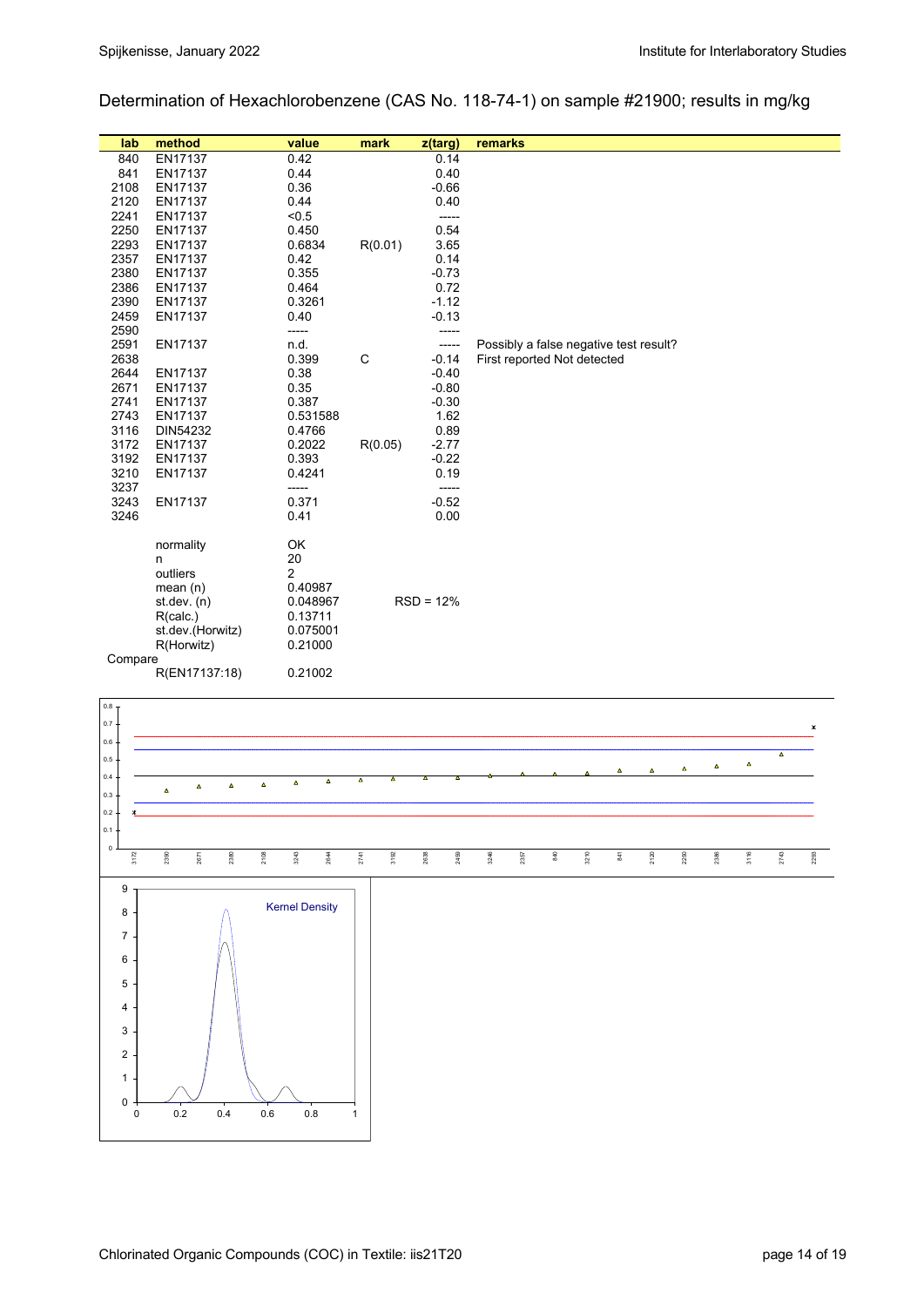Determination of Hexachlorobenzene (CAS No. 118-74-1) on sample #21900; results in mg/kg

| lab | method | value | mark | z(targ) | remarks |
|---|---|---|---|---|---|
| 840 | EN17137 | 0.42 | | 0.14 | |
| 841 | EN17137 | 0.44 | | 0.40 | |
| 2108 | EN17137 | 0.36 | | -0.66 | |
| 2120 | EN17137 | 0.44 | | 0.40 | |
| 2241 | EN17137 | <0.5 | | ----- | |
| 2250 | EN17137 | 0.450 | | 0.54 | |
| 2293 | EN17137 | 0.6834 | R(0.01) | 3.65 | |
| 2357 | EN17137 | 0.42 | | 0.14 | |
| 2380 | EN17137 | 0.355 | | -0.73 | |
| 2386 | EN17137 | 0.464 | | 0.72 | |
| 2390 | EN17137 | 0.3261 | | -1.12 | |
| 2459 | EN17137 | 0.40 | | -0.13 | |
| 2590 | | ----- | | ----- | |
| 2591 | EN17137 | n.d. | | ----- | Possibly a false negative test result? |
| 2638 | | 0.399 | C | -0.14 | First reported Not detected |
| 2644 | EN17137 | 0.38 | | -0.40 | |
| 2671 | EN17137 | 0.35 | | -0.80 | |
| 2741 | EN17137 | 0.387 | | -0.30 | |
| 2743 | EN17137 | 0.531588 | | 1.62 | |
| 3116 | DIN54232 | 0.4766 | | 0.89 | |
| 3172 | EN17137 | 0.2022 | R(0.05) | -2.77 | |
| 3192 | EN17137 | 0.393 | | -0.22 | |
| 3210 | EN17137 | 0.4241 | | 0.19 | |
| 3237 | | ----- | | ----- | |
| 3243 | EN17137 | 0.371 | | -0.52 | |
| 3246 | | 0.41 | | 0.00 | |

| | | |
|---|---|---|
| normality | OK | |
| n | 20 | |
| outliers | 2 | |
| mean (n) | 0.40987 | |
| st.dev. (n) | 0.048967 | RSD = 12% |
| R(calc.) | 0.13711 | |
| st.dev.(Horwitz) | 0.075001 | |
| R(Horwitz) | 0.21000 | |
| Compare | | |
| R(EN17137:18) | 0.21002 | |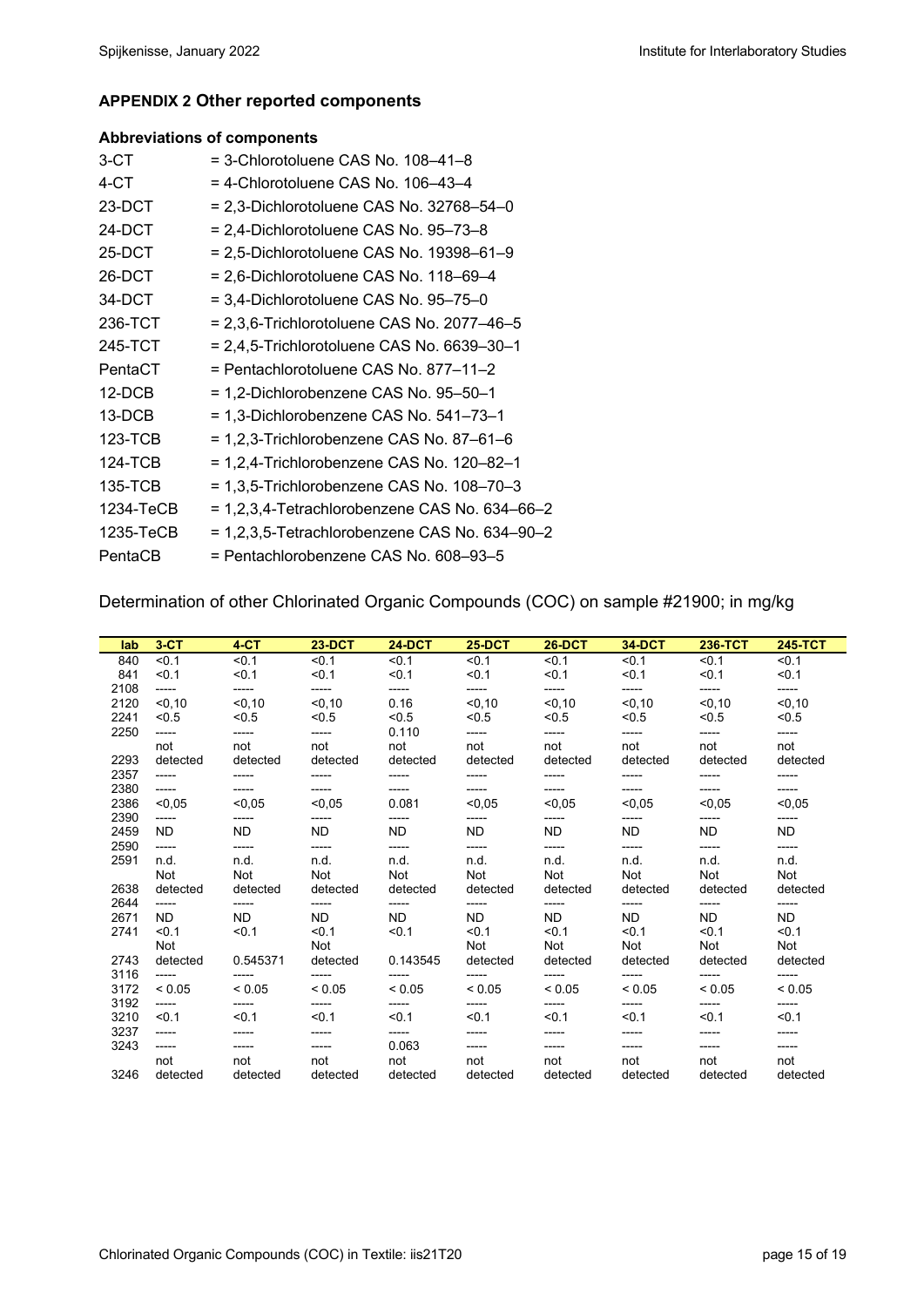## APPENDIX 2 Other reported components

### Abbreviations of components

| | |
|---|---|
| 3-CT | = 3-Chlorotoluene CAS No. 108–41–8 |
| 4-CT | = 4-Chlorotoluene CAS No. 106–43–4 |
| 23-DCT | = 2,3-Dichlorotoluene CAS No. 32768–54–0 |
| 24-DCT | = 2,4-Dichlorotoluene CAS No. 95–73–8 |
| 25-DCT | = 2,5-Dichlorotoluene CAS No. 19398–61–9 |
| 26-DCT | = 2,6-Dichlorotoluene CAS No. 118–69–4 |
| 34-DCT | = 3,4-Dichlorotoluene CAS No. 95–75–0 |
| 236-TCT | = 2,3,6-Trichlorotoluene CAS No. 2077–46–5 |
| 245-TCT | = 2,4,5-Trichlorotoluene CAS No. 6639–30–1 |
| PentaCT | = Pentachlorotoluene CAS No. 877–11–2 |
| 12-DCB | = 1,2-Dichlorobenzene CAS No. 95–50–1 |
| 13-DCB | = 1,3-Dichlorobenzene CAS No. 541–73–1 |
| 123-TCB | = 1,2,3-Trichlorobenzene CAS No. 87–61–6 |
| 124-TCB | = 1,2,4-Trichlorobenzene CAS No. 120–82–1 |
| 135-TCB | = 1,3,5-Trichlorobenzene CAS No. 108–70–3 |
| 1234-TeCB | = 1,2,3,4-Tetrachlorobenzene CAS No. 634–66–2 |
| 1235-TeCB | = 1,2,3,5-Tetrachlorobenzene CAS No. 634–90–2 |
| PentaCB | = Pentachlorobenzene CAS No. 608–93–5 |

Determination of other Chlorinated Organic Compounds (COC) on sample #21900; in mg/kg

| lab | 3-CT | 4-CT | 23-DCT | 24-DCT | 25-DCT | 26-DCT | 34-DCT | 236-TCT | 245-TCT |
|---|---|---|---|---|---|---|---|---|---|
| 840 | <0.1 | <0.1 | <0.1 | <0.1 | <0.1 | <0.1 | <0.1 | <0.1 | <0.1 |
| 841 | <0.1 | <0.1 | <0.1 | <0.1 | <0.1 | <0.1 | <0.1 | <0.1 | <0.1 |
| 2108 | ----- | ----- | ----- | ----- | ----- | ----- | ----- | ----- | ----- |
| 2120 | <0,10 | <0,10 | <0,10 | 0.16 | <0,10 | <0,10 | <0,10 | <0,10 | <0,10 |
| 2241 | <0.5 | <0.5 | <0.5 | <0.5 | <0.5 | <0.5 | <0.5 | <0.5 | <0.5 |
| 2250 | ----- | ----- | ----- | 0.110 | ----- | ----- | ----- | ----- | ----- |
| 2293 | not detected | not detected | not detected | not detected | not detected | not detected | not detected | not detected | not detected |
| 2357 | ----- | ----- | ----- | ----- | ----- | ----- | ----- | ----- | ----- |
| 2380 | ----- | ----- | ----- | ----- | ----- | ----- | ----- | ----- | ----- |
| 2386 | <0,05 | <0,05 | <0,05 | 0.081 | <0,05 | <0,05 | <0,05 | <0,05 | <0,05 |
| 2390 | ----- | ----- | ----- | ----- | ----- | ----- | ----- | ----- | ----- |
| 2459 | ND | ND | ND | ND | ND | ND | ND | ND | ND |
| 2590 | ----- | ----- | ----- | ----- | ----- | ----- | ----- | ----- | ----- |
| 2591 | n.d. | n.d. | n.d. | n.d. | n.d. | n.d. | n.d. | n.d. | n.d. |
| 2638 | Not detected | Not detected | Not detected | Not detected | Not detected | Not detected | Not detected | Not detected | Not detected |
| 2644 | ----- | ----- | ----- | ----- | ----- | ----- | ----- | ----- | ----- |
| 2671 | ND | ND | ND | ND | ND | ND | ND | ND | ND |
| 2741 | <0.1 | <0.1 | <0.1 | <0.1 | <0.1 | <0.1 | <0.1 | <0.1 | <0.1 |
| 2743 | Not detected | 0.545371 | Not detected | 0.143545 | Not detected | Not detected | Not detected | Not detected | Not detected |
| 3116 | ----- | ----- | ----- | ----- | ----- | ----- | ----- | ----- | ----- |
| 3172 | < 0.05 | < 0.05 | < 0.05 | < 0.05 | < 0.05 | < 0.05 | < 0.05 | < 0.05 | < 0.05 |
| 3192 | ----- | ----- | ----- | ----- | ----- | ----- | ----- | ----- | ----- |
| 3210 | <0.1 | <0.1 | <0.1 | <0.1 | <0.1 | <0.1 | <0.1 | <0.1 | <0.1 |
| 3237 | ----- | ----- | ----- | ----- | ----- | ----- | ----- | ----- | ----- |
| 3243 | ----- | ----- | ----- | 0.063 | ----- | ----- | ----- | ----- | ----- |
| 3246 | not detected | not detected | not detected | not detected | not detected | not detected | not detected | not detected | not detected |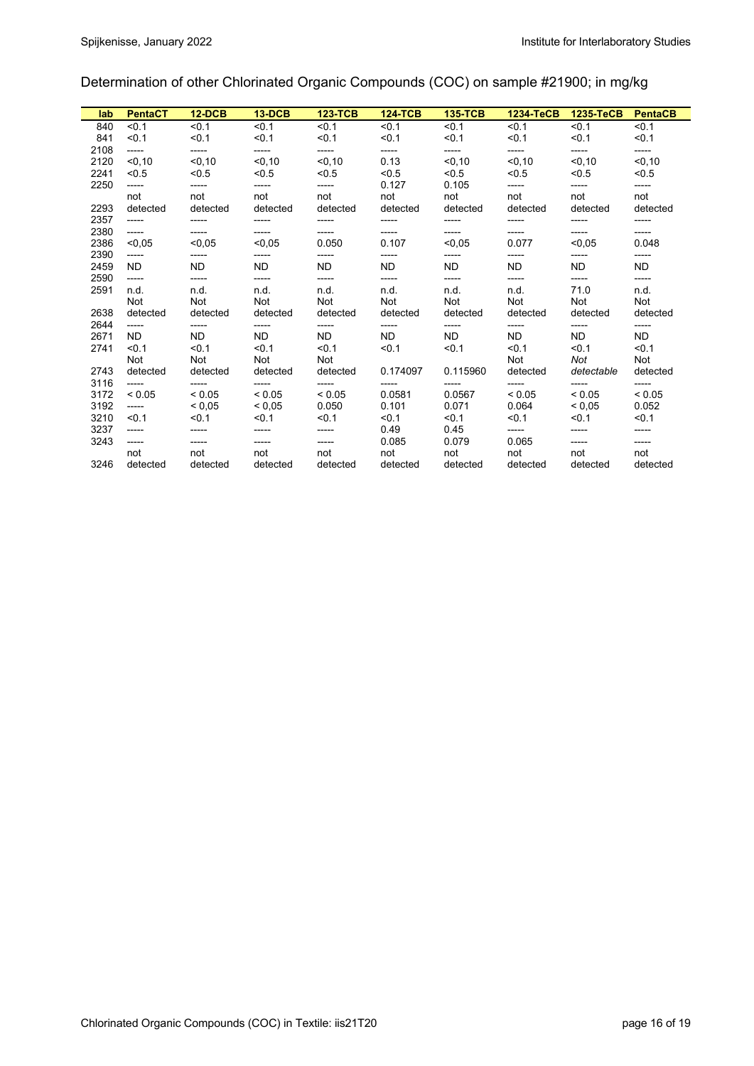Determination of other Chlorinated Organic Compounds (COC) on sample #21900; in mg/kg

| lab | PentaCT | 12-DCB | 13-DCB | 123-TCB | 124-TCB | 135-TCB | 1234-TeCB | 1235-TeCB | PentaCB |
|---|---|---|---|---|---|---|---|---|---|
| 840 | <0.1 | <0.1 | <0.1 | <0.1 | <0.1 | <0.1 | <0.1 | <0.1 | <0.1 |
| 841 | <0.1 | <0.1 | <0.1 | <0.1 | <0.1 | <0.1 | <0.1 | <0.1 | <0.1 |
| 2108 | ----- | ----- | ----- | ----- | ----- | ----- | ----- | ----- | ----- |
| 2120 | <0,10 | <0,10 | <0,10 | <0,10 | 0.13 | <0,10 | <0,10 | <0,10 | <0,10 |
| 2241 | <0.5 | <0.5 | <0.5 | <0.5 | <0.5 | <0.5 | <0.5 | <0.5 | <0.5 |
| 2250 | ----- | ----- | ----- | ----- | 0.127 | 0.105 | ----- | ----- | ----- |
| 2293 | not detected | not detected | not detected | not detected | not detected | not detected | not detected | not detected | not detected |
| 2357 | ----- | ----- | ----- | ----- | ----- | ----- | ----- | ----- | ----- |
| 2380 | ----- | ----- | ----- | ----- | ----- | ----- | ----- | ----- | ----- |
| 2386 | <0,05 | <0,05 | <0,05 | 0.050 | 0.107 | <0,05 | 0.077 | <0,05 | 0.048 |
| 2390 | ----- | ----- | ----- | ----- | ----- | ----- | ----- | ----- | ----- |
| 2459 | ND | ND | ND | ND | ND | ND | ND | ND | ND |
| 2590 | ----- | ----- | ----- | ----- | ----- | ----- | ----- | ----- | ----- |
| 2591 | n.d. | n.d. | n.d. | n.d. | n.d. | n.d. | n.d. | 71.0 | n.d. |
| 2638 | Not detected | Not detected | Not detected | Not detected | Not detected | Not detected | Not detected | Not detected | Not detected |
| 2644 | ----- | ----- | ----- | ----- | ----- | ----- | ----- | ----- | ----- |
| 2671 | ND | ND | ND | ND | ND | ND | ND | ND | ND |
| 2741 | <0.1 | <0.1 | <0.1 | <0.1 | <0.1 | <0.1 | <0.1 | <0.1 | <0.1 |
| 2743 | Not detected | Not detected | Not detected | Not detected | 0.174097 | 0.115960 | Not detected | *Not detectable* | Not detected |
| 3116 | ----- | ----- | ----- | ----- | ----- | ----- | ----- | ----- | ----- |
| 3172 | < 0.05 | < 0.05 | < 0.05 | < 0.05 | 0.0581 | 0.0567 | < 0.05 | < 0.05 | < 0.05 |
| 3192 | ----- | < 0,05 | < 0,05 | 0.050 | 0.101 | 0.071 | 0.064 | < 0,05 | 0.052 |
| 3210 | <0.1 | <0.1 | <0.1 | <0.1 | <0.1 | <0.1 | <0.1 | <0.1 | <0.1 |
| 3237 | ----- | ----- | ----- | ----- | 0.49 | 0.45 | ----- | ----- | ----- |
| 3243 | ----- | ----- | ----- | ----- | 0.085 | 0.079 | 0.065 | ----- | ----- |
| 3246 | not detected | not detected | not detected | not detected | not detected | not detected | not detected | not detected | not detected |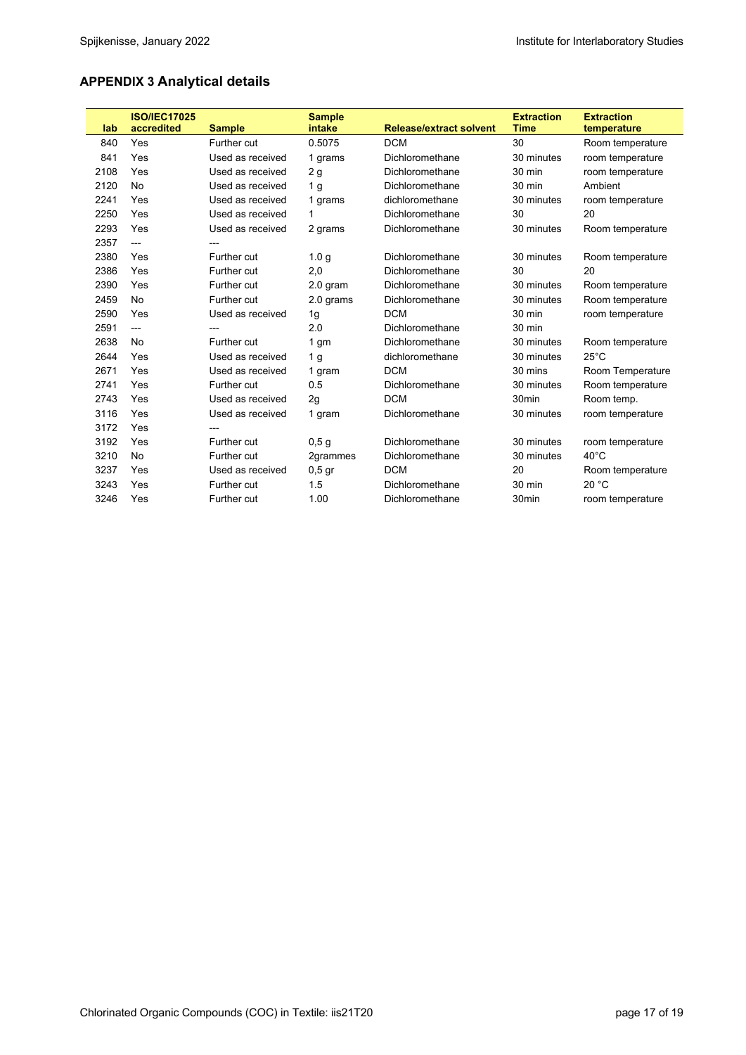## APPENDIX 3 Analytical details

| lab | ISO/IEC17025 accredited | Sample | Sample intake | Release/extract solvent | Extraction Time | Extraction temperature |
|---|---|---|---|---|---|---|
| 840 | Yes | Further cut | 0.5075 | DCM | 30 | Room temperature |
| 841 | Yes | Used as received | 1 grams | Dichloromethane | 30 minutes | room temperature |
| 2108 | Yes | Used as received | 2 g | Dichloromethane | 30 min | room temperature |
| 2120 | No | Used as received | 1 g | Dichloromethane | 30 min | Ambient |
| 2241 | Yes | Used as received | 1 grams | dichloromethane | 30 minutes | room temperature |
| 2250 | Yes | Used as received | 1 | Dichloromethane | 30 | 20 |
| 2293 | Yes | Used as received | 2 grams | Dichloromethane | 30 minutes | Room temperature |
| 2357 | --- | --- | | | | |
| 2380 | Yes | Further cut | 1.0 g | Dichloromethane | 30 minutes | Room temperature |
| 2386 | Yes | Further cut | 2,0 | Dichloromethane | 30 | 20 |
| 2390 | Yes | Further cut | 2.0 gram | Dichloromethane | 30 minutes | Room temperature |
| 2459 | No | Further cut | 2.0 grams | Dichloromethane | 30 minutes | Room temperature |
| 2590 | Yes | Used as received | 1g | DCM | 30 min | room temperature |
| 2591 | --- | --- | 2.0 | Dichloromethane | 30 min | |
| 2638 | No | Further cut | 1 gm | Dichloromethane | 30 minutes | Room temperature |
| 2644 | Yes | Used as received | 1 g | dichloromethane | 30 minutes | 25°C |
| 2671 | Yes | Used as received | 1 gram | DCM | 30 mins | Room Temperature |
| 2741 | Yes | Further cut | 0.5 | Dichloromethane | 30 minutes | Room temperature |
| 2743 | Yes | Used as received | 2g | DCM | 30min | Room temp. |
| 3116 | Yes | Used as received | 1 gram | Dichloromethane | 30 minutes | room temperature |
| 3172 | Yes | --- | | | | |
| 3192 | Yes | Further cut | 0,5 g | Dichloromethane | 30 minutes | room temperature |
| 3210 | No | Further cut | 2grammes | Dichloromethane | 30 minutes | 40°C |
| 3237 | Yes | Used as received | 0,5 gr | DCM | 20 | Room temperature |
| 3243 | Yes | Further cut | 1.5 | Dichloromethane | 30 min | 20 °C |
| 3246 | Yes | Further cut | 1.00 | Dichloromethane | 30min | room temperature |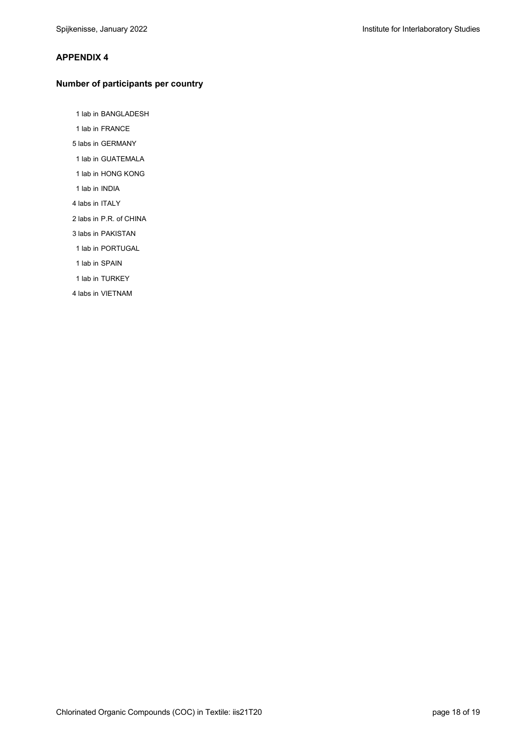## APPENDIX 4

### Number of participants per country

1 lab in BANGLADESH

1 lab in FRANCE

5 labs in GERMANY

1 lab in GUATEMALA

1 lab in HONG KONG

1 lab in INDIA

4 labs in ITALY

2 labs in P.R. of CHINA

3 labs in PAKISTAN

1 lab in PORTUGAL

1 lab in SPAIN

1 lab in TURKEY

4 labs in VIETNAM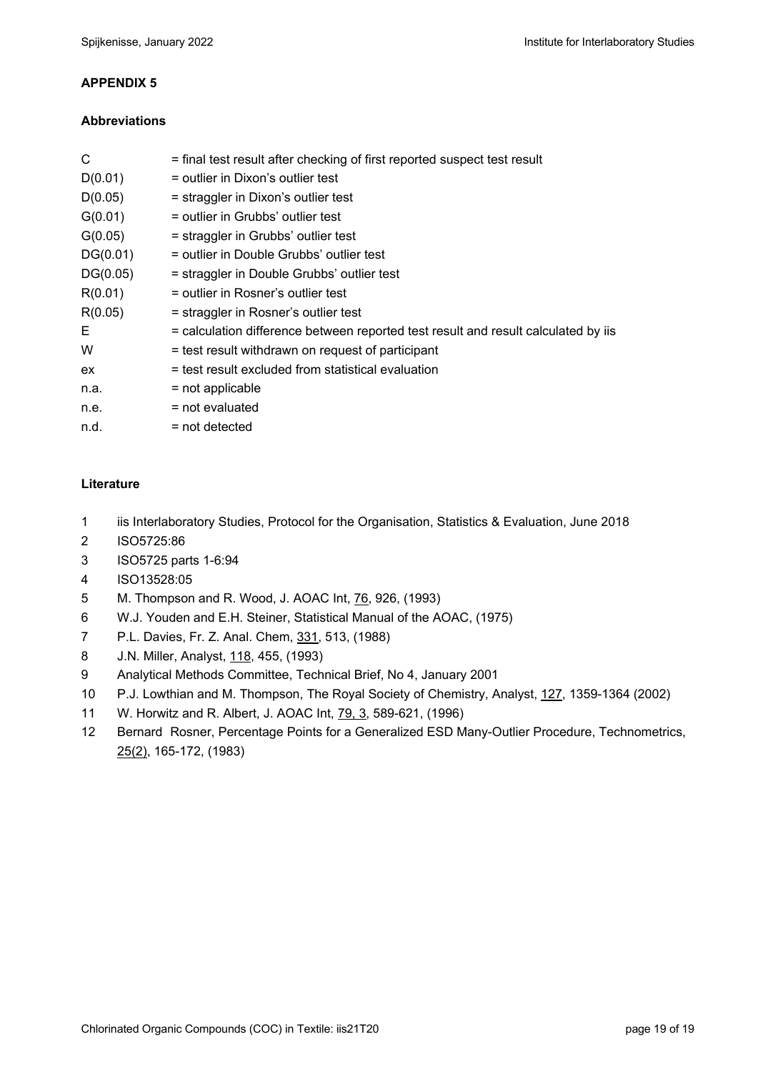**APPENDIX 5**

**Abbreviations**

| | |
|---|---|
| C | = final test result after checking of first reported suspect test result |
| D(0.01) | = outlier in Dixon's outlier test |
| D(0.05) | = straggler in Dixon's outlier test |
| G(0.01) | = outlier in Grubbs' outlier test |
| G(0.05) | = straggler in Grubbs' outlier test |
| DG(0.01) | = outlier in Double Grubbs' outlier test |
| DG(0.05) | = straggler in Double Grubbs' outlier test |
| R(0.01) | = outlier in Rosner's outlier test |
| R(0.05) | = straggler in Rosner's outlier test |
| E | = calculation difference between reported test result and result calculated by iis |
| W | = test result withdrawn on request of participant |
| ex | = test result excluded from statistical evaluation |
| n.a. | = not applicable |
| n.e. | = not evaluated |
| n.d. | = not detected |

**Literature**

1 iis Interlaboratory Studies, Protocol for the Organisation, Statistics & Evaluation, June 2018
2 ISO5725:86
3 ISO5725 parts 1-6:94
4 ISO13528:05
5 M. Thompson and R. Wood, J. AOAC Int, 76, 926, (1993)
6 W.J. Youden and E.H. Steiner, Statistical Manual of the AOAC, (1975)
7 P.L. Davies, Fr. Z. Anal. Chem, 331, 513, (1988)
8 J.N. Miller, Analyst, 118, 455, (1993)
9 Analytical Methods Committee, Technical Brief, No 4, January 2001
10 P.J. Lowthian and M. Thompson, The Royal Society of Chemistry, Analyst, 127, 1359-1364 (2002)
11 W. Horwitz and R. Albert, J. AOAC Int, 79, 3, 589-621, (1996)
12 Bernard Rosner, Percentage Points for a Generalized ESD Many-Outlier Procedure, Technometrics, 25(2), 165-172, (1983)